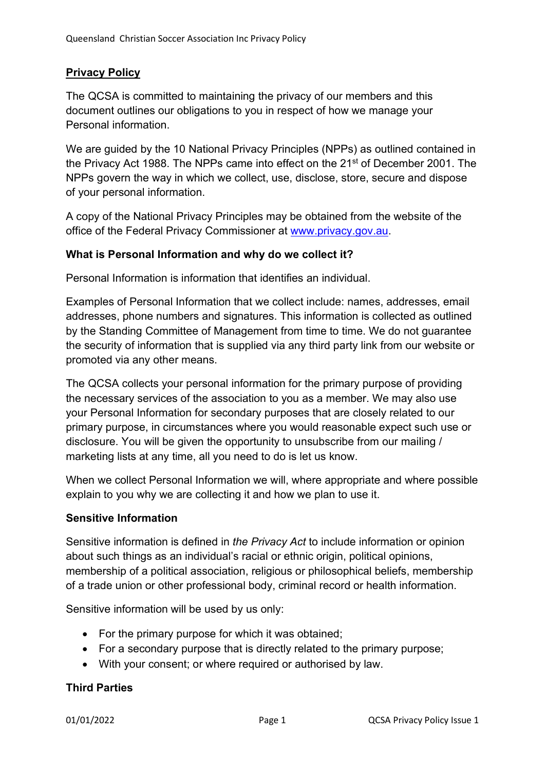## Privacy Policy

The QCSA is committed to maintaining the privacy of our members and this document outlines our obligations to you in respect of how we manage your Personal information.

We are guided by the 10 National Privacy Principles (NPPs) as outlined contained in the Privacy Act 1988. The NPPs came into effect on the 21st of December 2001. The NPPs govern the way in which we collect, use, disclose, store, secure and dispose of your personal information.

A copy of the National Privacy Principles may be obtained from the website of the office of the Federal Privacy Commissioner at www.privacy.gov.au.

### What is Personal Information and why do we collect it?

Personal Information is information that identifies an individual.

Examples of Personal Information that we collect include: names, addresses, email addresses, phone numbers and signatures. This information is collected as outlined by the Standing Committee of Management from time to time. We do not guarantee the security of information that is supplied via any third party link from our website or promoted via any other means.

The QCSA collects your personal information for the primary purpose of providing the necessary services of the association to you as a member. We may also use your Personal Information for secondary purposes that are closely related to our primary purpose, in circumstances where you would reasonable expect such use or disclosure. You will be given the opportunity to unsubscribe from our mailing / marketing lists at any time, all you need to do is let us know.

When we collect Personal Information we will, where appropriate and where possible explain to you why we are collecting it and how we plan to use it.

### Sensitive Information

Sensitive information is defined in *the Privacy Act* to include information or opinion about such things as an individual's racial or ethnic origin, political opinions, membership of a political association, religious or philosophical beliefs, membership of a trade union or other professional body, criminal record or health information.

Sensitive information will be used by us only:

- For the primary purpose for which it was obtained;
- For a secondary purpose that is directly related to the primary purpose;
- With your consent; or where required or authorised by law.

### Third Parties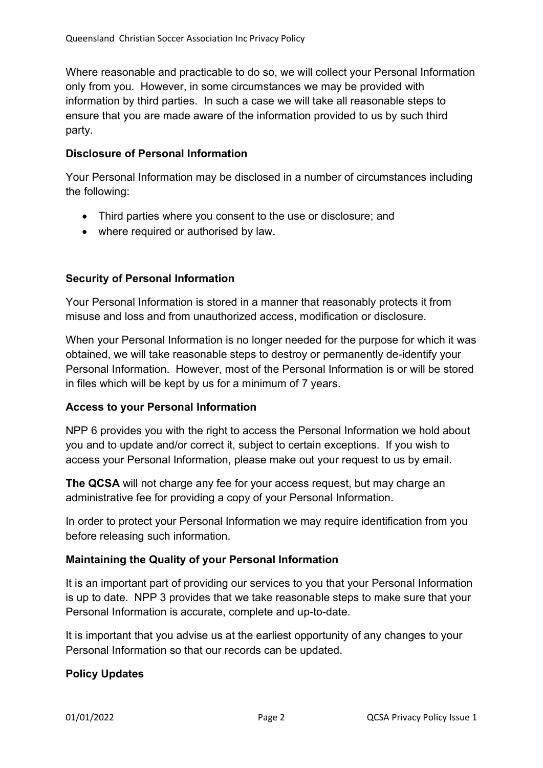Where reasonable and practicable to do so, we will collect your Personal Information only from you. However, in some circumstances we may be provided with information by third parties. In such a case we will take all reasonable steps to ensure that you are made aware of the information provided to us by such third party.

**Disclosure of Personal Information**

Your Personal Information may be disclosed in a number of circumstances including the following:

- Third parties where you consent to the use or disclosure; and
- where required or authorised by law.

**Security of Personal Information**

Your Personal Information is stored in a manner that reasonably protects it from misuse and loss and from unauthorized access, modification or disclosure.

When your Personal Information is no longer needed for the purpose for which it was obtained, we will take reasonable steps to destroy or permanently de-identify your Personal Information. However, most of the Personal Information is or will be stored in files which will be kept by us for a minimum of 7 years.

**Access to your Personal Information**

NPP 6 provides you with the right to access the Personal Information we hold about you and to update and/or correct it, subject to certain exceptions. If you wish to access your Personal Information, please make out your request to us by email.

**The QCSA** will not charge any fee for your access request, but may charge an administrative fee for providing a copy of your Personal Information.

In order to protect your Personal Information we may require identification from you before releasing such information.

**Maintaining the Quality of your Personal Information**

It is an important part of providing our services to you that your Personal Information is up to date. NPP 3 provides that we take reasonable steps to make sure that your Personal Information is accurate, complete and up-to-date.

It is important that you advise us at the earliest opportunity of any changes to your Personal Information so that our records can be updated.

**Policy Updates**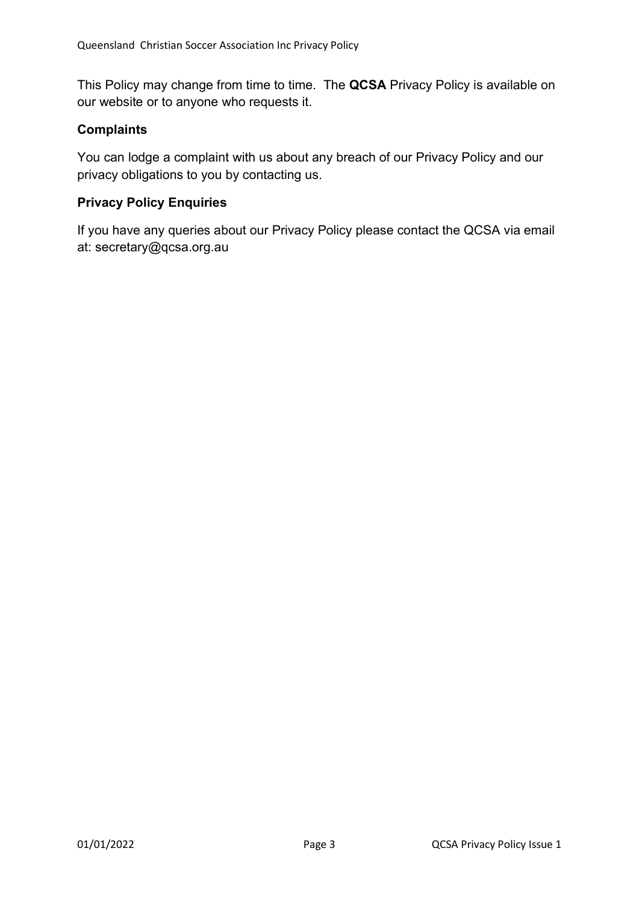This Policy may change from time to time. The **QCSA** Privacy Policy is available on our website or to anyone who requests it.

### Complaints

You can lodge a complaint with us about any breach of our Privacy Policy and our privacy obligations to you by contacting us.

### Privacy Policy Enquiries

If you have any queries about our Privacy Policy please contact the QCSA via email at: secretary@qcsa.org.au